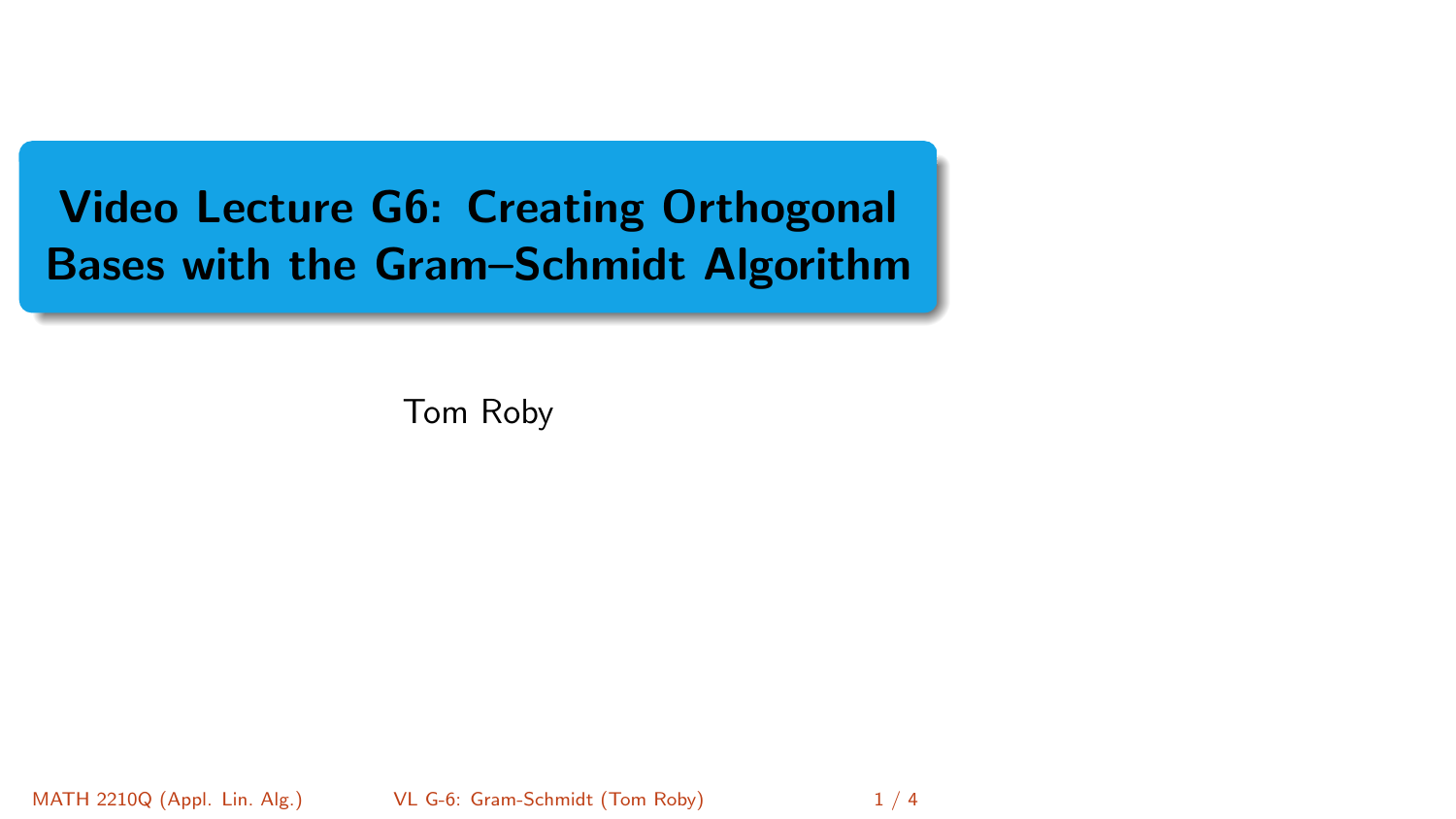# Video Lecture G6: Creating Orthogonal Bases with the Gram–Schmidt Algorithm

Tom Roby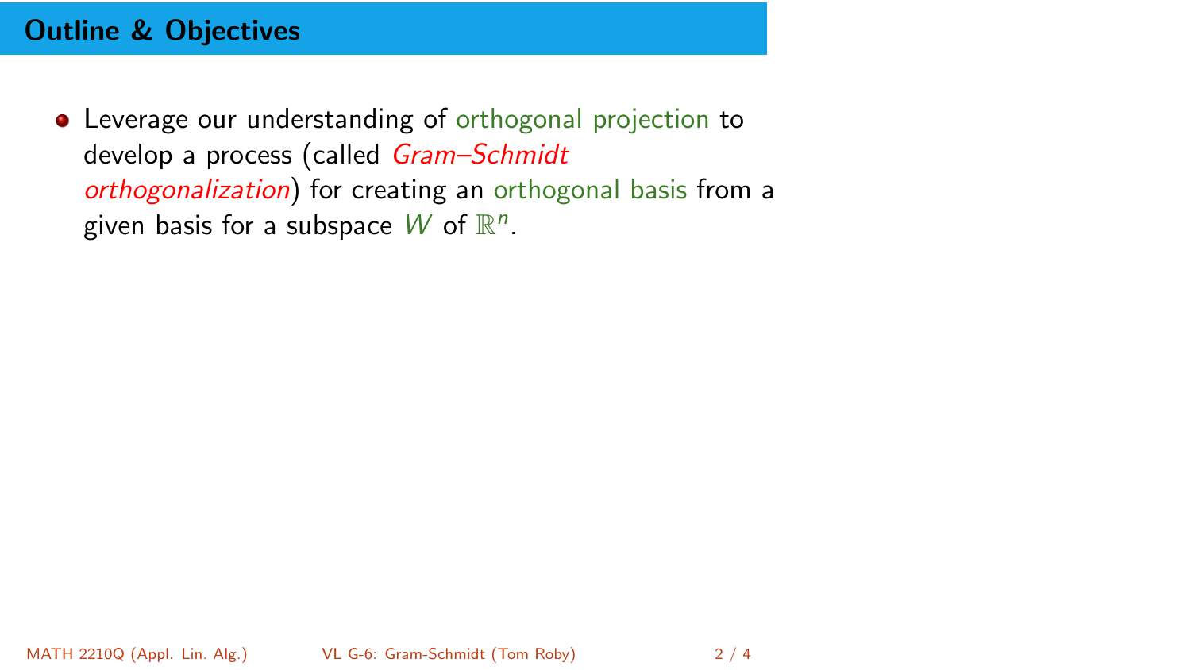## Outline & Objectives

- Leverage our understanding of orthogonal projection to develop a process (called *Gram–Schmidt orthogonalization*) for creating an orthogonal basis from a given basis for a subspace $W$ of $\mathbb{R}^n$.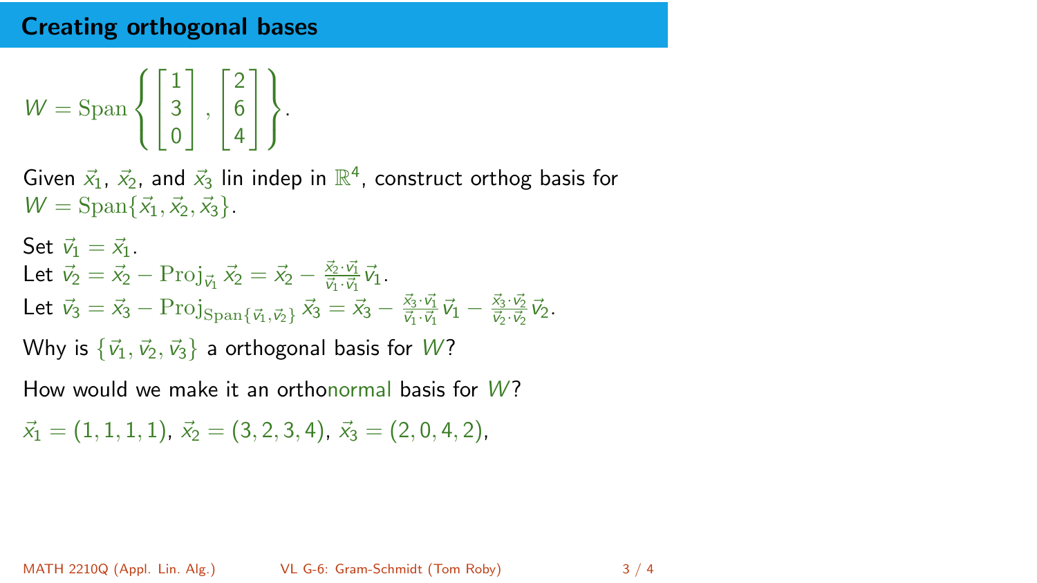## Creating orthogonal bases

$$W = \mathrm{Span}\left\{ \begin{bmatrix} 1 \\ 3 \\ 0 \end{bmatrix}, \begin{bmatrix} 2 \\ 6 \\ 4 \end{bmatrix} \right\}.$$

Given $\vec{x}_1$, $\vec{x}_2$, and $\vec{x}_3$ lin indep in $\mathbb{R}^4$, construct orthog basis for $W = \mathrm{Span}\{\vec{x}_1, \vec{x}_2, \vec{x}_3\}$.

Set $\vec{v}_1 = \vec{x}_1$.
Let $\vec{v}_2 = \vec{x}_2 - \mathrm{Proj}_{\vec{v}_1} \vec{x}_2 = \vec{x}_2 - \frac{\vec{x}_2 \cdot \vec{v}_1}{\vec{v}_1 \cdot \vec{v}_1} \vec{v}_1$.
Let $\vec{v}_3 = \vec{x}_3 - \mathrm{Proj}_{\mathrm{Span}\{\vec{v}_1, \vec{v}_2\}} \vec{x}_3 = \vec{x}_3 - \frac{\vec{x}_3 \cdot \vec{v}_1}{\vec{v}_1 \cdot \vec{v}_1} \vec{v}_1 - \frac{\vec{x}_3 \cdot \vec{v}_2}{\vec{v}_2 \cdot \vec{v}_2} \vec{v}_2$.

Why is $\{\vec{v}_1, \vec{v}_2, \vec{v}_3\}$ a orthogonal basis for $W$?

How would we make it an orthonormal basis for $W$?

$\vec{x}_1 = (1, 1, 1, 1)$, $\vec{x}_2 = (3, 2, 3, 4)$, $\vec{x}_3 = (2, 0, 4, 2)$,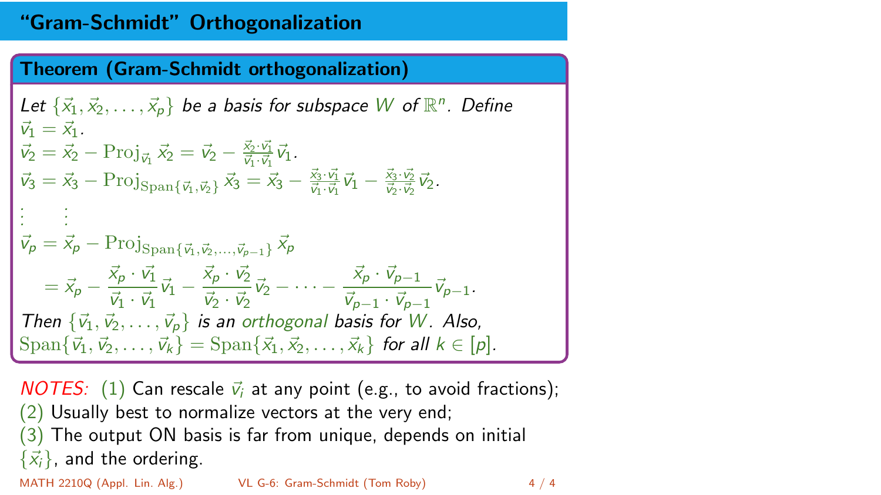# "Gram-Schmidt" Orthogonalization

**Theorem (Gram-Schmidt orthogonalization)**

*Let* $\{\vec{x}_1, \vec{x}_2, \ldots, \vec{x}_p\}$ *be a basis for subspace* $W$ *of* $\mathbb{R}^n$. *Define*

$\vec{v}_1 = \vec{x}_1$.

$\vec{v}_2 = \vec{x}_2 - \mathrm{Proj}_{\vec{v}_1} \vec{x}_2 = \vec{v}_2 - \frac{\vec{x}_2 \cdot \vec{v}_1}{\vec{v}_1 \cdot \vec{v}_1} \vec{v}_1$.

$\vec{v}_3 = \vec{x}_3 - \mathrm{Proj}_{\mathrm{Span}\{\vec{v}_1, \vec{v}_2\}} \vec{x}_3 = \vec{x}_3 - \frac{\vec{x}_3 \cdot \vec{v}_1}{\vec{v}_1 \cdot \vec{v}_1} \vec{v}_1 - \frac{\vec{x}_3 \cdot \vec{v}_2}{\vec{v}_2 \cdot \vec{v}_2} \vec{v}_2$.

$\vdots \qquad \vdots$

$$\vec{v}_p = \vec{x}_p - \mathrm{Proj}_{\mathrm{Span}\{\vec{v}_1, \vec{v}_2, \ldots, \vec{v}_{p-1}\}} \vec{x}_p$$

$$= \vec{x}_p - \frac{\vec{x}_p \cdot \vec{v}_1}{\vec{v}_1 \cdot \vec{v}_1} \vec{v}_1 - \frac{\vec{x}_p \cdot \vec{v}_2}{\vec{v}_2 \cdot \vec{v}_2} \vec{v}_2 - \cdots - \frac{\vec{x}_p \cdot \vec{v}_{p-1}}{\vec{v}_{p-1} \cdot \vec{v}_{p-1}} \vec{v}_{p-1}.$$

*Then* $\{\vec{v}_1, \vec{v}_2, \ldots, \vec{v}_p\}$ *is an orthogonal basis for* $W$. *Also,* $\mathrm{Span}\{\vec{v}_1, \vec{v}_2, \ldots, \vec{v}_k\} = \mathrm{Span}\{\vec{x}_1, \vec{x}_2, \ldots, \vec{x}_k\}$ *for all* $k \in [p]$.

*NOTES:* (1) Can rescale $\vec{v}_i$ at any point (e.g., to avoid fractions);
(2) Usually best to normalize vectors at the very end;
(3) The output ON basis is far from unique, depends on initial $\{\vec{x}_i\}$, and the ordering.